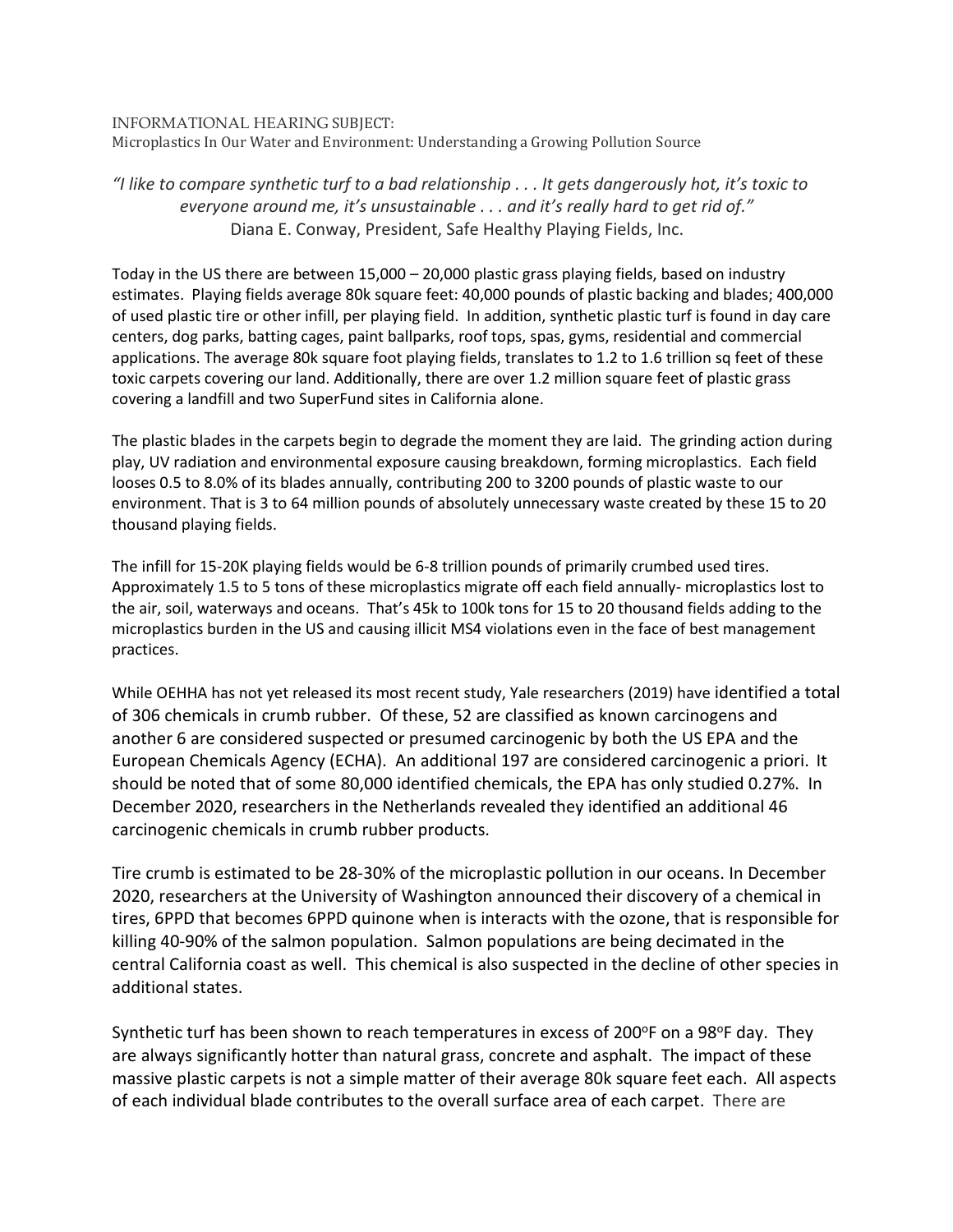INFORMATIONAL HEARING SUBJECT:
Microplastics In Our Water and Environment: Understanding a Growing Pollution Source

*"I like to compare synthetic turf to a bad relationship . . . It gets dangerously hot, it's toxic to everyone around me, it's unsustainable . . . and it's really hard to get rid of."*
Diana E. Conway, President, Safe Healthy Playing Fields, Inc.

Today in the US there are between 15,000 – 20,000 plastic grass playing fields, based on industry estimates. Playing fields average 80k square feet: 40,000 pounds of plastic backing and blades; 400,000 of used plastic tire or other infill, per playing field. In addition, synthetic plastic turf is found in day care centers, dog parks, batting cages, paint ballparks, roof tops, spas, gyms, residential and commercial applications. The average 80k square foot playing fields, translates to 1.2 to 1.6 trillion sq feet of these toxic carpets covering our land. Additionally, there are over 1.2 million square feet of plastic grass covering a landfill and two SuperFund sites in California alone.

The plastic blades in the carpets begin to degrade the moment they are laid. The grinding action during play, UV radiation and environmental exposure causing breakdown, forming microplastics. Each field looses 0.5 to 8.0% of its blades annually, contributing 200 to 3200 pounds of plastic waste to our environment. That is 3 to 64 million pounds of absolutely unnecessary waste created by these 15 to 20 thousand playing fields.

The infill for 15-20K playing fields would be 6-8 trillion pounds of primarily crumbed used tires. Approximately 1.5 to 5 tons of these microplastics migrate off each field annually- microplastics lost to the air, soil, waterways and oceans. That's 45k to 100k tons for 15 to 20 thousand fields adding to the microplastics burden in the US and causing illicit MS4 violations even in the face of best management practices.

While OEHHA has not yet released its most recent study, Yale researchers (2019) have identified a total of 306 chemicals in crumb rubber. Of these, 52 are classified as known carcinogens and another 6 are considered suspected or presumed carcinogenic by both the US EPA and the European Chemicals Agency (ECHA). An additional 197 are considered carcinogenic a priori. It should be noted that of some 80,000 identified chemicals, the EPA has only studied 0.27%. In December 2020, researchers in the Netherlands revealed they identified an additional 46 carcinogenic chemicals in crumb rubber products.

Tire crumb is estimated to be 28-30% of the microplastic pollution in our oceans. In December 2020, researchers at the University of Washington announced their discovery of a chemical in tires, 6PPD that becomes 6PPD quinone when is interacts with the ozone, that is responsible for killing 40-90% of the salmon population. Salmon populations are being decimated in the central California coast as well. This chemical is also suspected in the decline of other species in additional states.

Synthetic turf has been shown to reach temperatures in excess of 200°F on a 98°F day. They are always significantly hotter than natural grass, concrete and asphalt. The impact of these massive plastic carpets is not a simple matter of their average 80k square feet each. All aspects of each individual blade contributes to the overall surface area of each carpet. There are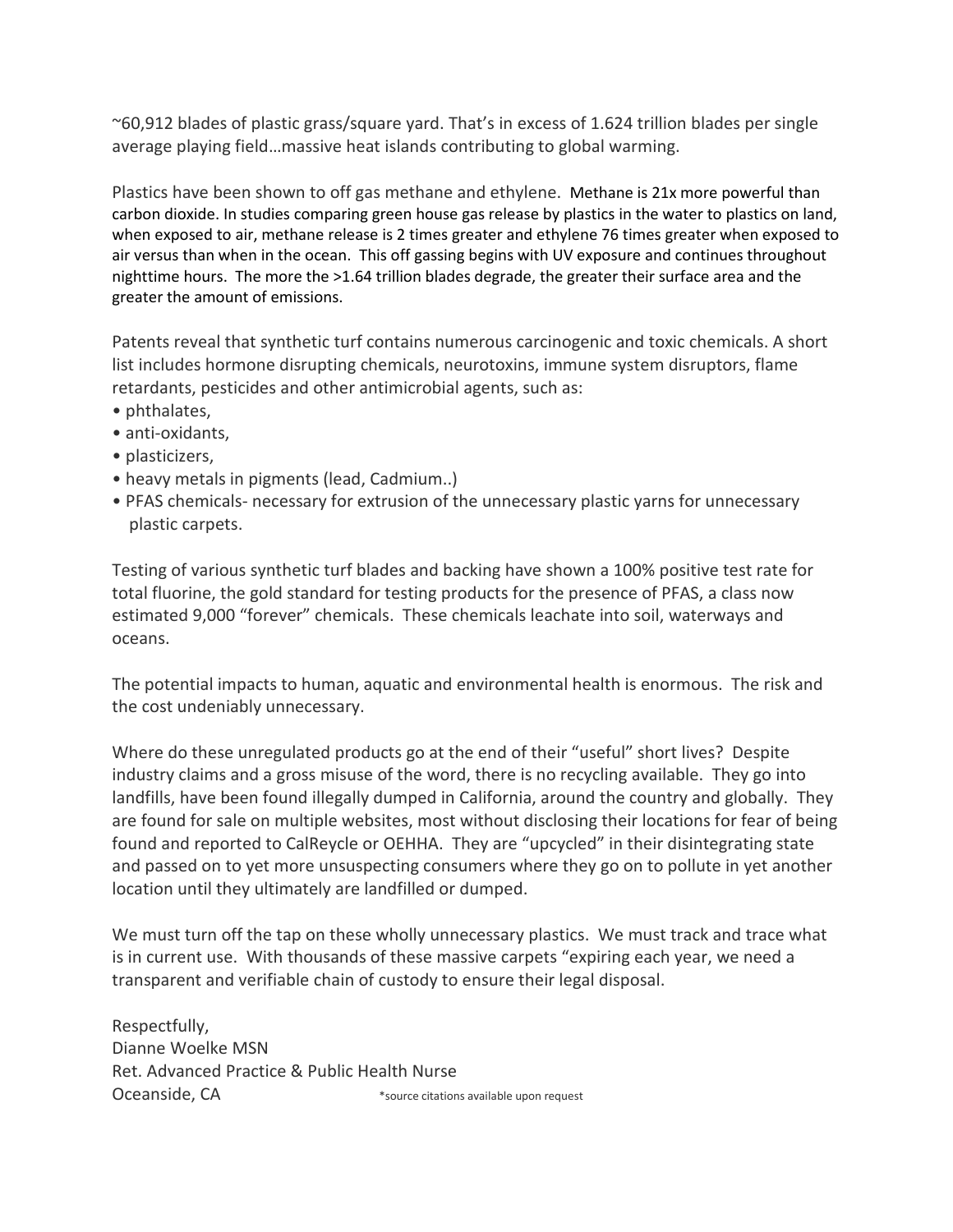~60,912 blades of plastic grass/square yard. That's in excess of 1.624 trillion blades per single average playing field…massive heat islands contributing to global warming.

Plastics have been shown to off gas methane and ethylene. Methane is 21x more powerful than carbon dioxide. In studies comparing green house gas release by plastics in the water to plastics on land, when exposed to air, methane release is 2 times greater and ethylene 76 times greater when exposed to air versus than when in the ocean. This off gassing begins with UV exposure and continues throughout nighttime hours. The more the >1.64 trillion blades degrade, the greater their surface area and the greater the amount of emissions.

Patents reveal that synthetic turf contains numerous carcinogenic and toxic chemicals. A short list includes hormone disrupting chemicals, neurotoxins, immune system disruptors, flame retardants, pesticides and other antimicrobial agents, such as:

- phthalates,
- anti-oxidants,
- plasticizers,
- heavy metals in pigments (lead, Cadmium..)
- PFAS chemicals- necessary for extrusion of the unnecessary plastic yarns for unnecessary plastic carpets.

Testing of various synthetic turf blades and backing have shown a 100% positive test rate for total fluorine, the gold standard for testing products for the presence of PFAS, a class now estimated 9,000 "forever" chemicals. These chemicals leachate into soil, waterways and oceans.

The potential impacts to human, aquatic and environmental health is enormous. The risk and the cost undeniably unnecessary.

Where do these unregulated products go at the end of their "useful" short lives? Despite industry claims and a gross misuse of the word, there is no recycling available. They go into landfills, have been found illegally dumped in California, around the country and globally. They are found for sale on multiple websites, most without disclosing their locations for fear of being found and reported to CalReycle or OEHHA. They are "upcycled" in their disintegrating state and passed on to yet more unsuspecting consumers where they go on to pollute in yet another location until they ultimately are landfilled or dumped.

We must turn off the tap on these wholly unnecessary plastics. We must track and trace what is in current use. With thousands of these massive carpets "expiring each year, we need a transparent and verifiable chain of custody to ensure their legal disposal.

Respectfully,
Dianne Woelke MSN
Ret. Advanced Practice & Public Health Nurse
Oceanside, CA

*source citations available upon request